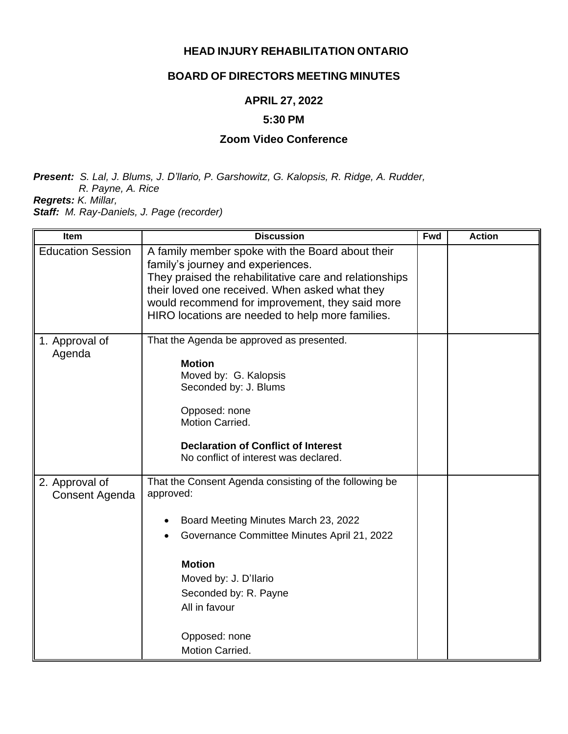# HEAD INJURY REHABILITATION ONTARIO

## BOARD OF DIRECTORS MEETING MINUTES

### APRIL 27, 2022

### 5:30 PM

### Zoom Video Conference

***Present:*** *S. Lal, J. Blums, J. D'llario, P. Garshowitz, G. Kalopsis, R. Ridge, A. Rudder, R. Payne, A. Rice*
***Regrets:*** *K. Millar,*
***Staff:*** *M. Ray-Daniels, J. Page (recorder)*

| Item | Discussion | Fwd | Action |
|---|---|---|---|
| Education Session | A family member spoke with the Board about their family's journey and experiences.<br>They praised the rehabilitative care and relationships their loved one received. When asked what they would recommend for improvement, they said more HIRO locations are needed to help more families. | | |
| 1. Approval of Agenda | That the Agenda be approved as presented.<br><br>**Motion**<br>Moved by: G. Kalopsis<br>Seconded by: J. Blums<br><br>Opposed: none<br>Motion Carried.<br><br>**Declaration of Conflict of Interest**<br>No conflict of interest was declared. | | |
| 2. Approval of Consent Agenda | That the Consent Agenda consisting of the following be approved:<br><br>• Board Meeting Minutes March 23, 2022<br>• Governance Committee Minutes April 21, 2022<br><br>**Motion**<br>Moved by: J. D'Ilario<br>Seconded by: R. Payne<br>All in favour<br><br>Opposed: none<br>Motion Carried. | | |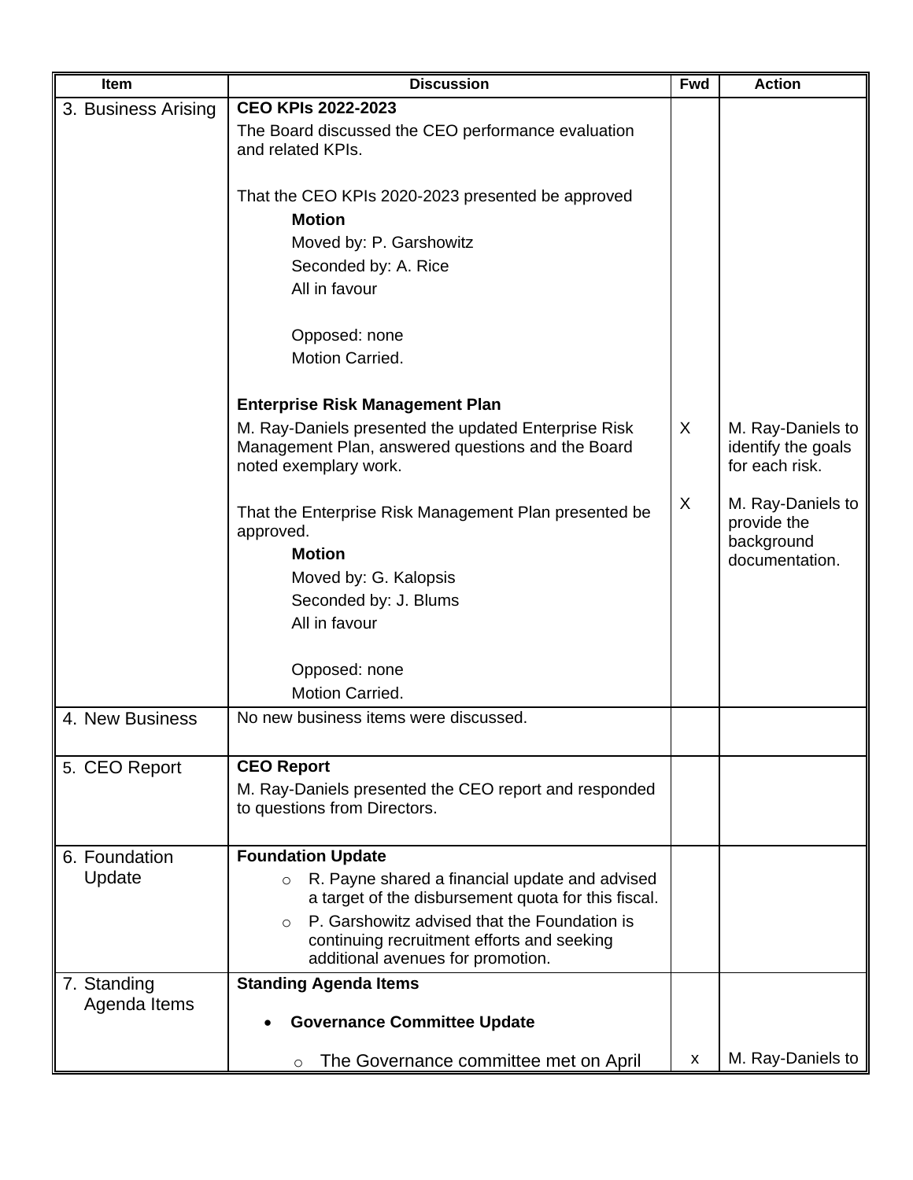| Item | Discussion | Fwd | Action |
|---|---|---|---|
| 3. Business Arising | **CEO KPIs 2022-2023**<br>The Board discussed the CEO performance evaluation and related KPIs.<br><br>That the CEO KPIs 2020-2023 presented be approved<br>**Motion**<br>Moved by: P. Garshowitz<br>Seconded by: A. Rice<br>All in favour<br><br>Opposed: none<br>Motion Carried.<br><br>**Enterprise Risk Management Plan**<br>M. Ray-Daniels presented the updated Enterprise Risk Management Plan, answered questions and the Board noted exemplary work.<br><br>That the Enterprise Risk Management Plan presented be approved.<br>**Motion**<br>Moved by: G. Kalopsis<br>Seconded by: J. Blums<br>All in favour<br><br>Opposed: none<br>Motion Carried. | X<br><br>X | M. Ray-Daniels to identify the goals for each risk.<br><br>M. Ray-Daniels to provide the background documentation. |
| 4. New Business | No new business items were discussed. | | |
| 5. CEO Report | **CEO Report**<br>M. Ray-Daniels presented the CEO report and responded to questions from Directors. | | |
| 6. Foundation Update | **Foundation Update**<br>○ R. Payne shared a financial update and advised a target of the disbursement quota for this fiscal.<br>○ P. Garshowitz advised that the Foundation is continuing recruitment efforts and seeking additional avenues for promotion. | | |
| 7. Standing Agenda Items | **Standing Agenda Items**<br>• **Governance Committee Update**<br>○ The Governance committee met on April | x | M. Ray-Daniels to |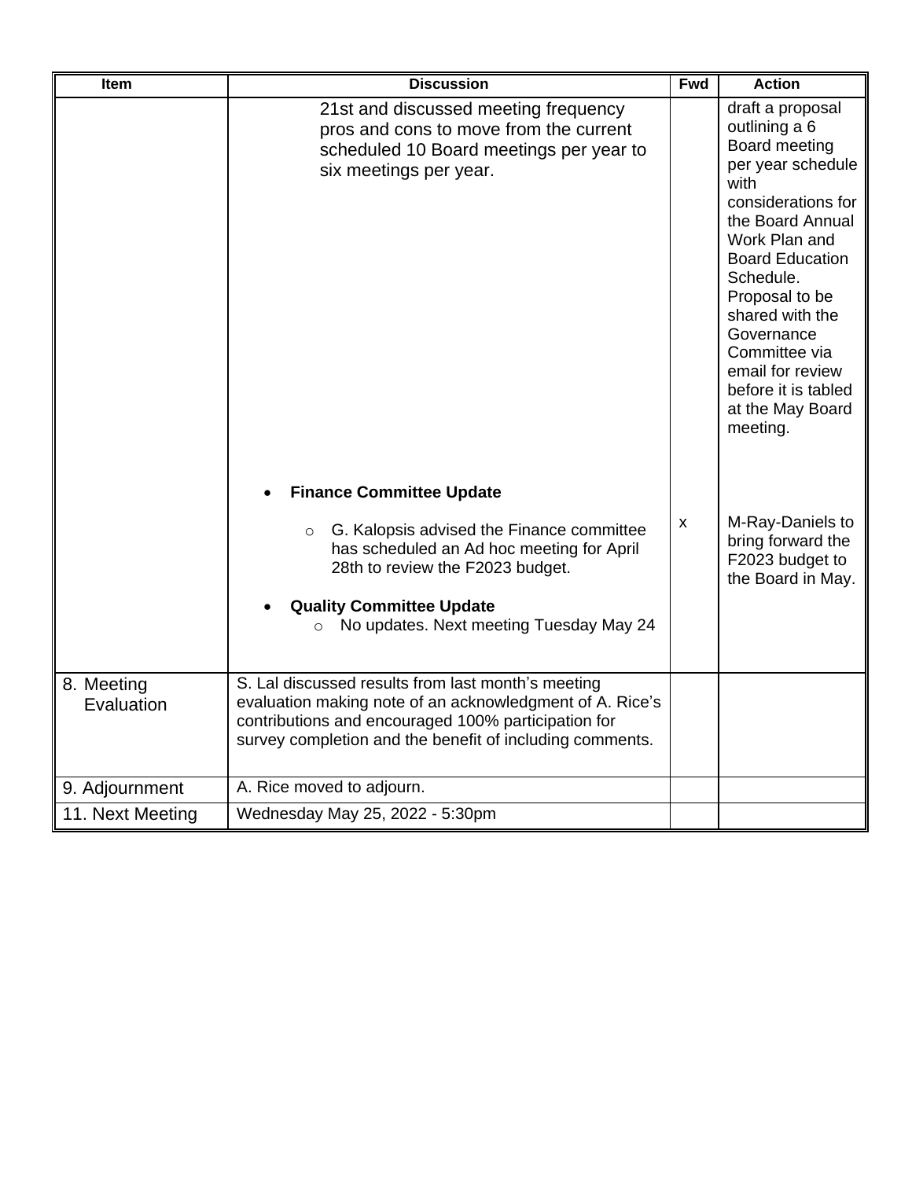| Item | Discussion | Fwd | Action |
|---|---|---|---|
| | 21st and discussed meeting frequency pros and cons to move from the current scheduled 10 Board meetings per year to six meetings per year. | | draft a proposal outlining a 6 Board meeting per year schedule with considerations for the Board Annual Work Plan and Board Education Schedule. Proposal to be shared with the Governance Committee via email for review before it is tabled at the May Board meeting. |
| | • **Finance Committee Update**<br>  ○ G. Kalopsis advised the Finance committee has scheduled an Ad hoc meeting for April 28th to review the F2023 budget.<br>• **Quality Committee Update**<br>  ○ No updates. Next meeting Tuesday May 24 | x | M-Ray-Daniels to bring forward the F2023 budget to the Board in May. |
| 8. Meeting Evaluation | S. Lal discussed results from last month's meeting evaluation making note of an acknowledgment of A. Rice's contributions and encouraged 100% participation for survey completion and the benefit of including comments. | | |
| 9. Adjournment | A. Rice moved to adjourn. | | |
| 11. Next Meeting | Wednesday May 25, 2022 - 5:30pm | | |